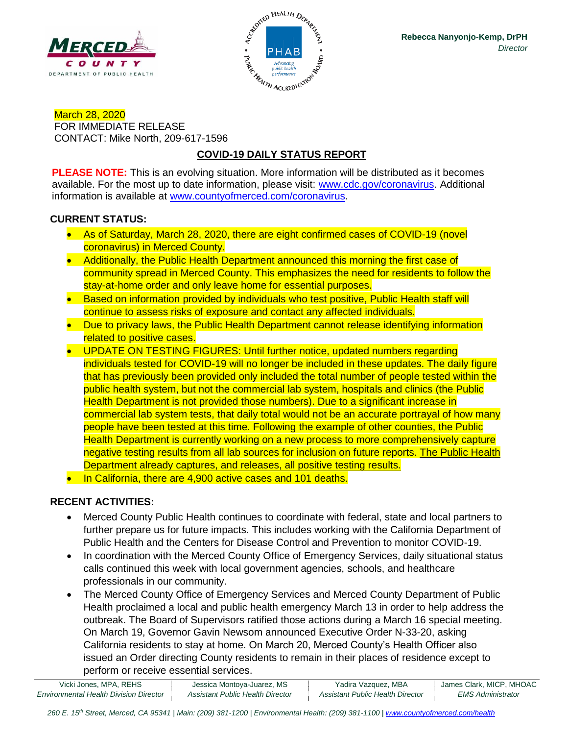MERCED COUNTY
DEPARTMENT OF PUBLIC HEALTH

**Rebecca Nanyonjo-Kemp, DrPH**
*Director*

March 28, 2020
FOR IMMEDIATE RELEASE
CONTACT: Mike North, 209-617-1596

## COVID-19 DAILY STATUS REPORT

**PLEASE NOTE:** This is an evolving situation. More information will be distributed as it becomes available. For the most up to date information, please visit: www.cdc.gov/coronavirus. Additional information is available at www.countyofmerced.com/coronavirus.

**CURRENT STATUS:**

- As of Saturday, March 28, 2020, there are eight confirmed cases of COVID-19 (novel coronavirus) in Merced County.
- Additionally, the Public Health Department announced this morning the first case of community spread in Merced County. This emphasizes the need for residents to follow the stay-at-home order and only leave home for essential purposes.
- Based on information provided by individuals who test positive, Public Health staff will continue to assess risks of exposure and contact any affected individuals.
- Due to privacy laws, the Public Health Department cannot release identifying information related to positive cases.
- UPDATE ON TESTING FIGURES: Until further notice, updated numbers regarding individuals tested for COVID-19 will no longer be included in these updates. The daily figure that has previously been provided only included the total number of people tested within the public health system, but not the commercial lab system, hospitals and clinics (the Public Health Department is not provided those numbers). Due to a significant increase in commercial lab system tests, that daily total would not be an accurate portrayal of how many people have been tested at this time. Following the example of other counties, the Public Health Department is currently working on a new process to more comprehensively capture negative testing results from all lab sources for inclusion on future reports. The Public Health Department already captures, and releases, all positive testing results.
- In California, there are 4,900 active cases and 101 deaths.

**RECENT ACTIVITIES:**

- Merced County Public Health continues to coordinate with federal, state and local partners to further prepare us for future impacts. This includes working with the California Department of Public Health and the Centers for Disease Control and Prevention to monitor COVID-19.
- In coordination with the Merced County Office of Emergency Services, daily situational status calls continued this week with local government agencies, schools, and healthcare professionals in our community.
- The Merced County Office of Emergency Services and Merced County Department of Public Health proclaimed a local and public health emergency March 13 in order to help address the outbreak. The Board of Supervisors ratified those actions during a March 16 special meeting. On March 19, Governor Gavin Newsom announced Executive Order N-33-20, asking California residents to stay at home. On March 20, Merced County's Health Officer also issued an Order directing County residents to remain in their places of residence except to perform or receive essential services.

| Vicki Jones, MPA, REHS | Jessica Montoya-Juarez, MS | Yadira Vazquez, MBA | James Clark, MICP, MHOAC |
|---|---|---|---|
| *Environmental Health Division Director* | *Assistant Public Health Director* | *Assistant Public Health Director* | *EMS Administrator* |

*260 E. 15th Street, Merced, CA 95341 | Main: (209) 381-1200 | Environmental Health: (209) 381-1100 | www.countyofmerced.com/health*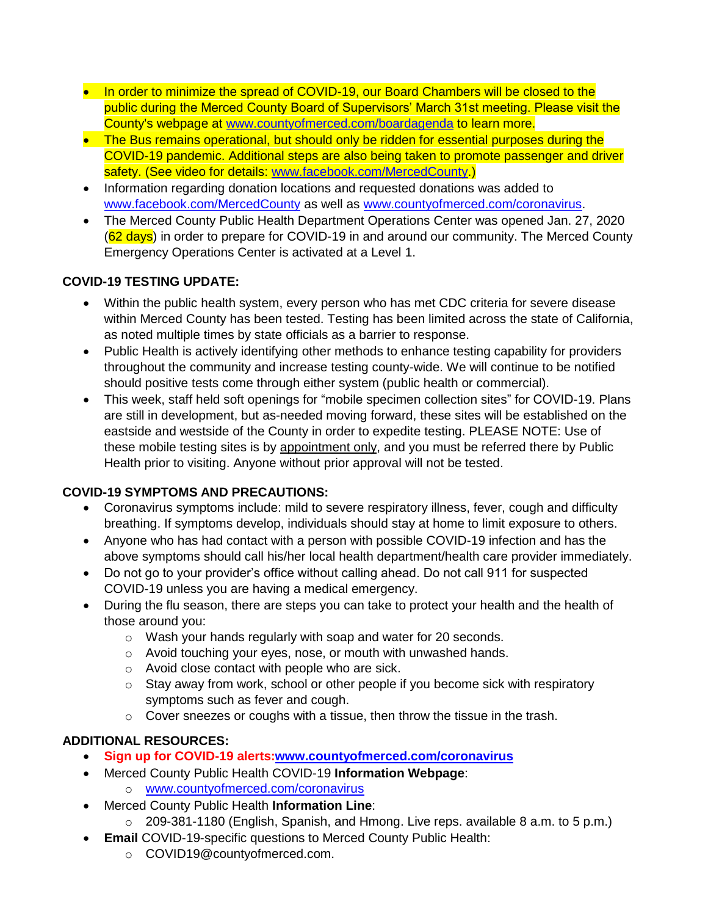- In order to minimize the spread of COVID-19, our Board Chambers will be closed to the public during the Merced County Board of Supervisors' March 31st meeting. Please visit the County's webpage at www.countyofmerced.com/boardagenda to learn more.
- The Bus remains operational, but should only be ridden for essential purposes during the COVID-19 pandemic. Additional steps are also being taken to promote passenger and driver safety. (See video for details: www.facebook.com/MercedCounty.)
- Information regarding donation locations and requested donations was added to www.facebook.com/MercedCounty as well as www.countyofmerced.com/coronavirus.
- The Merced County Public Health Department Operations Center was opened Jan. 27, 2020 (62 days) in order to prepare for COVID-19 in and around our community. The Merced County Emergency Operations Center is activated at a Level 1.

**COVID-19 TESTING UPDATE:**

- Within the public health system, every person who has met CDC criteria for severe disease within Merced County has been tested. Testing has been limited across the state of California, as noted multiple times by state officials as a barrier to response.
- Public Health is actively identifying other methods to enhance testing capability for providers throughout the community and increase testing county-wide. We will continue to be notified should positive tests come through either system (public health or commercial).
- This week, staff held soft openings for "mobile specimen collection sites" for COVID-19. Plans are still in development, but as-needed moving forward, these sites will be established on the eastside and westside of the County in order to expedite testing. PLEASE NOTE: Use of these mobile testing sites is by appointment only, and you must be referred there by Public Health prior to visiting. Anyone without prior approval will not be tested.

**COVID-19 SYMPTOMS AND PRECAUTIONS:**

- Coronavirus symptoms include: mild to severe respiratory illness, fever, cough and difficulty breathing. If symptoms develop, individuals should stay at home to limit exposure to others.
- Anyone who has had contact with a person with possible COVID-19 infection and has the above symptoms should call his/her local health department/health care provider immediately.
- Do not go to your provider's office without calling ahead. Do not call 911 for suspected COVID-19 unless you are having a medical emergency.
- During the flu season, there are steps you can take to protect your health and the health of those around you:
  - Wash your hands regularly with soap and water for 20 seconds.
  - Avoid touching your eyes, nose, or mouth with unwashed hands.
  - Avoid close contact with people who are sick.
  - Stay away from work, school or other people if you become sick with respiratory symptoms such as fever and cough.
  - Cover sneezes or coughs with a tissue, then throw the tissue in the trash.

**ADDITIONAL RESOURCES:**

- **Sign up for COVID-19 alerts:www.countyofmerced.com/coronavirus**
- Merced County Public Health COVID-19 **Information Webpage**:
  - www.countyofmerced.com/coronavirus
- Merced County Public Health **Information Line**:
  - 209-381-1180 (English, Spanish, and Hmong. Live reps. available 8 a.m. to 5 p.m.)
- **Email** COVID-19-specific questions to Merced County Public Health:
  - COVID19@countyofmerced.com.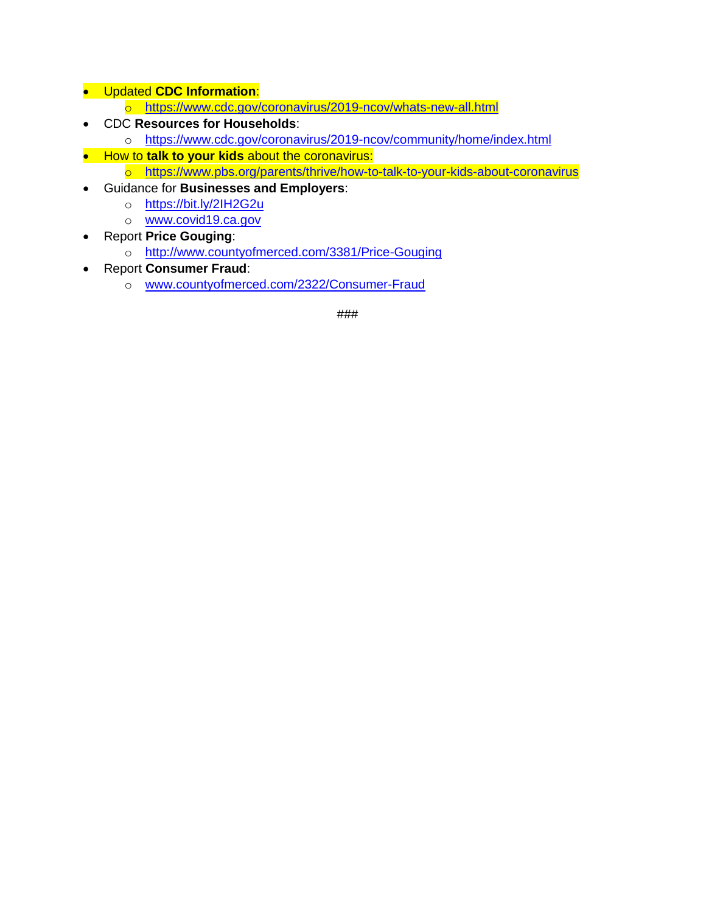- Updated **CDC Information**:
  - https://www.cdc.gov/coronavirus/2019-ncov/whats-new-all.html
- CDC **Resources for Households**:
  - https://www.cdc.gov/coronavirus/2019-ncov/community/home/index.html
- How to **talk to your kids** about the coronavirus:
  - https://www.pbs.org/parents/thrive/how-to-talk-to-your-kids-about-coronavirus
- Guidance for **Businesses and Employers**:
  - https://bit.ly/2IH2G2u
  - www.covid19.ca.gov
- Report **Price Gouging**:
  - http://www.countyofmerced.com/3381/Price-Gouging
- Report **Consumer Fraud**:
  - www.countyofmerced.com/2322/Consumer-Fraud

###